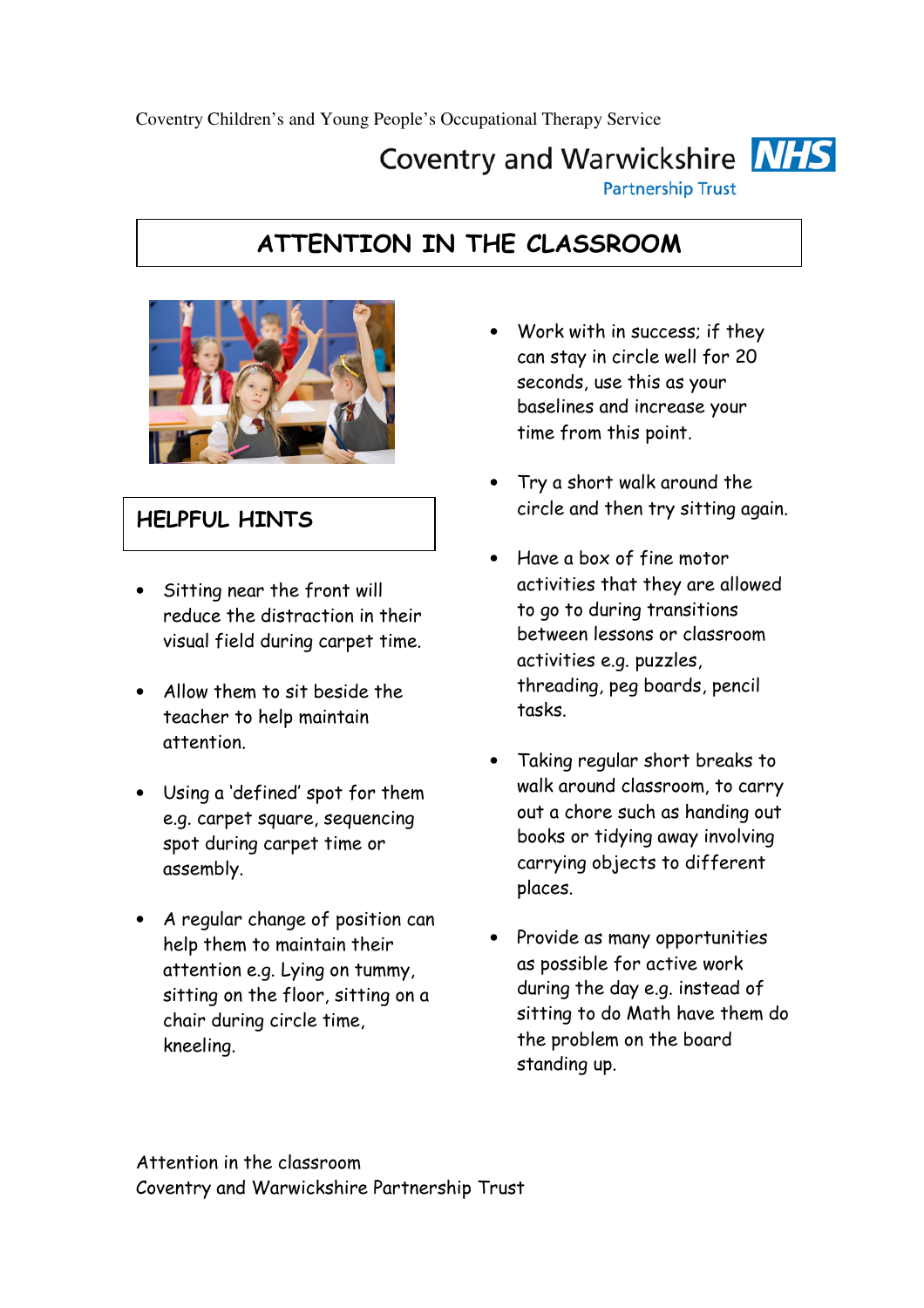Coventry Children's and Young People's Occupational Therapy Service

Coventry and Warwickshire NHS Partnership Trust

# ATTENTION IN THE CLASSROOM

## HELPFUL HINTS

- Sitting near the front will reduce the distraction in their visual field during carpet time.
- Allow them to sit beside the teacher to help maintain attention.
- Using a 'defined' spot for them e.g. carpet square, sequencing spot during carpet time or assembly.
- A regular change of position can help them to maintain their attention e.g. Lying on tummy, sitting on the floor, sitting on a chair during circle time, kneeling.
- Work with in success; if they can stay in circle well for 20 seconds, use this as your baselines and increase your time from this point.
- Try a short walk around the circle and then try sitting again.
- Have a box of fine motor activities that they are allowed to go to during transitions between lessons or classroom activities e.g. puzzles, threading, peg boards, pencil tasks.
- Taking regular short breaks to walk around classroom, to carry out a chore such as handing out books or tidying away involving carrying objects to different places.
- Provide as many opportunities as possible for active work during the day e.g. instead of sitting to do Math have them do the problem on the board standing up.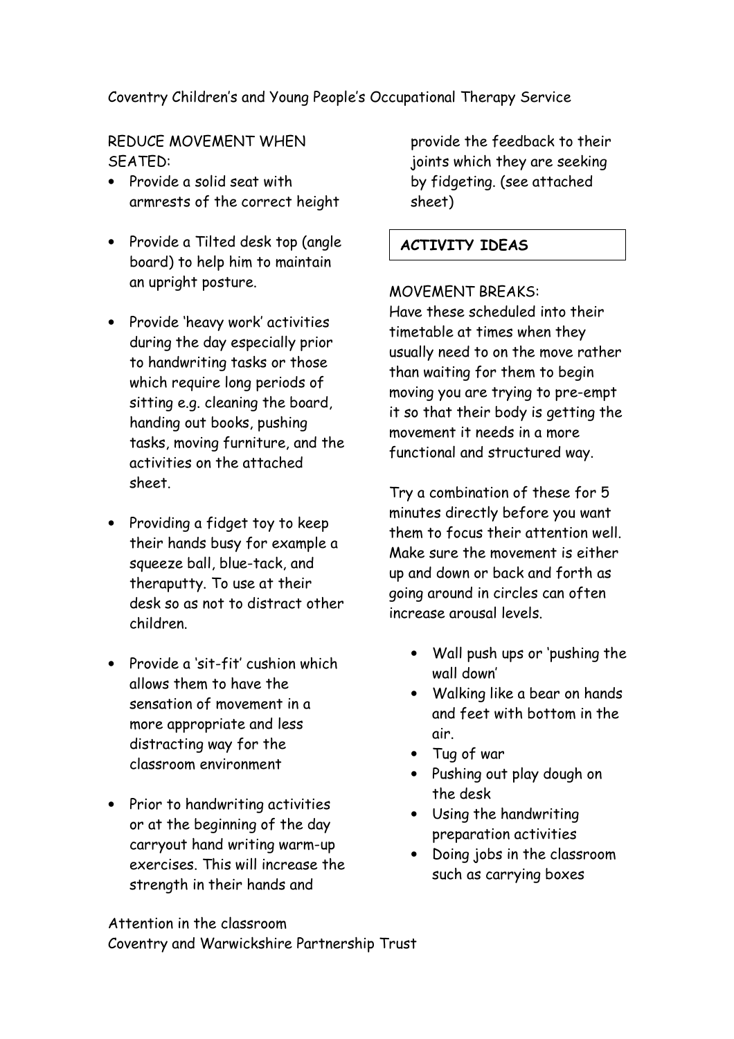REDUCE MOVEMENT WHEN SEATED:

- Provide a solid seat with armrests of the correct height
- Provide a Tilted desk top (angle board) to help him to maintain an upright posture.
- Provide 'heavy work' activities during the day especially prior to handwriting tasks or those which require long periods of sitting e.g. cleaning the board, handing out books, pushing tasks, moving furniture, and the activities on the attached sheet.
- Providing a fidget toy to keep their hands busy for example a squeeze ball, blue-tack, and theraputty. To use at their desk so as not to distract other children.
- Provide a 'sit-fit' cushion which allows them to have the sensation of movement in a more appropriate and less distracting way for the classroom environment
- Prior to handwriting activities or at the beginning of the day carryout hand writing warm-up exercises. This will increase the strength in their hands and provide the feedback to their joints which they are seeking by fidgeting. (see attached sheet)

**ACTIVITY IDEAS**

MOVEMENT BREAKS:

Have these scheduled into their timetable at times when they usually need to on the move rather than waiting for them to begin moving you are trying to pre-empt it so that their body is getting the movement it needs in a more functional and structured way.

Try a combination of these for 5 minutes directly before you want them to focus their attention well. Make sure the movement is either up and down or back and forth as going around in circles can often increase arousal levels.

- Wall push ups or 'pushing the wall down'
- Walking like a bear on hands and feet with bottom in the air.
- Tug of war
- Pushing out play dough on the desk
- Using the handwriting preparation activities
- Doing jobs in the classroom such as carrying boxes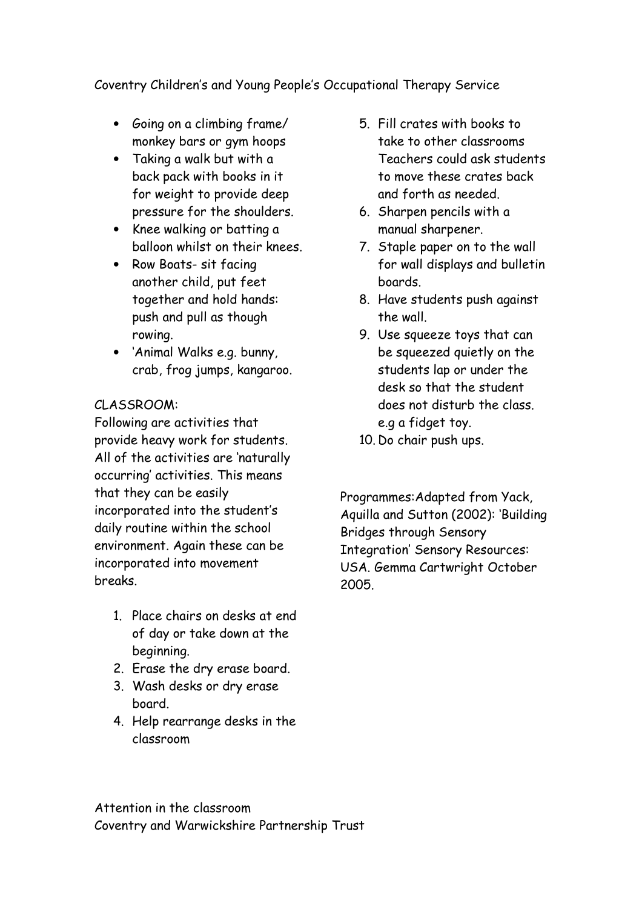- Going on a climbing frame/ monkey bars or gym hoops
- Taking a walk but with a back pack with books in it for weight to provide deep pressure for the shoulders.
- Knee walking or batting a balloon whilst on their knees.
- Row Boats- sit facing another child, put feet together and hold hands: push and pull as though rowing.
- 'Animal Walks e.g. bunny, crab, frog jumps, kangaroo.

CLASSROOM:

Following are activities that provide heavy work for students. All of the activities are 'naturally occurring' activities. This means that they can be easily incorporated into the student's daily routine within the school environment. Again these can be incorporated into movement breaks.

1. Place chairs on desks at end of day or take down at the beginning.
2. Erase the dry erase board.
3. Wash desks or dry erase board.
4. Help rearrange desks in the classroom
5. Fill crates with books to take to other classrooms Teachers could ask students to move these crates back and forth as needed.
6. Sharpen pencils with a manual sharpener.
7. Staple paper on to the wall for wall displays and bulletin boards.
8. Have students push against the wall.
9. Use squeeze toys that can be squeezed quietly on the students lap or under the desk so that the student does not disturb the class. e.g a fidget toy.
10. Do chair push ups.

Programmes:Adapted from Yack, Aquilla and Sutton (2002): 'Building Bridges through Sensory Integration' Sensory Resources: USA. Gemma Cartwright October 2005.